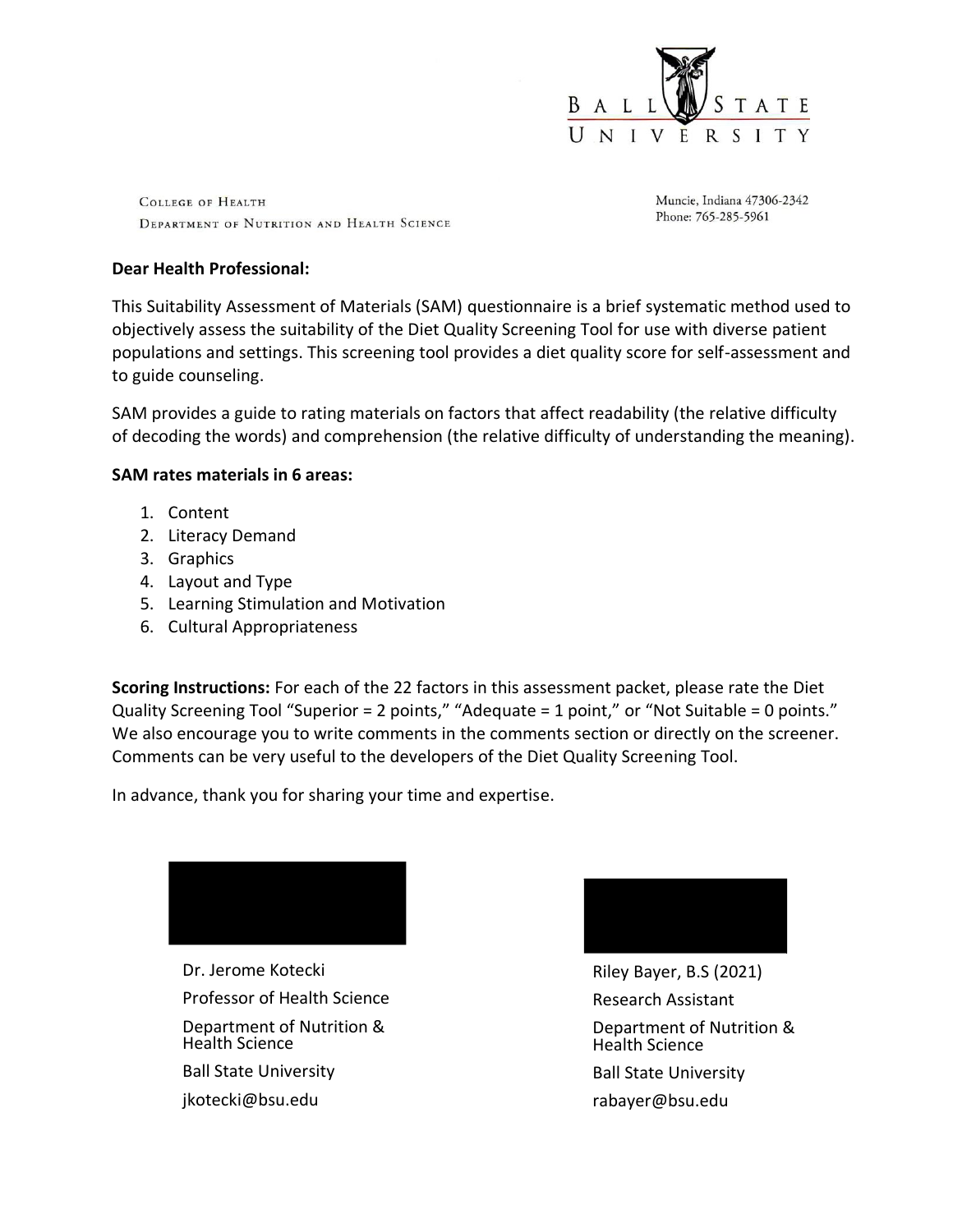BALL STATE UNIVERSITY

COLLEGE OF HEALTH
DEPARTMENT OF NUTRITION AND HEALTH SCIENCE

Muncie, Indiana 47306-2342
Phone: 765-285-5961

**Dear Health Professional:**

This Suitability Assessment of Materials (SAM) questionnaire is a brief systematic method used to objectively assess the suitability of the Diet Quality Screening Tool for use with diverse patient populations and settings. This screening tool provides a diet quality score for self-assessment and to guide counseling.

SAM provides a guide to rating materials on factors that affect readability (the relative difficulty of decoding the words) and comprehension (the relative difficulty of understanding the meaning).

**SAM rates materials in 6 areas:**

1. Content
2. Literacy Demand
3. Graphics
4. Layout and Type
5. Learning Stimulation and Motivation
6. Cultural Appropriateness

**Scoring Instructions:** For each of the 22 factors in this assessment packet, please rate the Diet Quality Screening Tool "Superior = 2 points," "Adequate = 1 point," or "Not Suitable = 0 points." We also encourage you to write comments in the comments section or directly on the screener. Comments can be very useful to the developers of the Diet Quality Screening Tool.

In advance, thank you for sharing your time and expertise.

Dr. Jerome Kotecki
Professor of Health Science
Department of Nutrition & Health Science
Ball State University
jkotecki@bsu.edu

Riley Bayer, B.S (2021)
Research Assistant
Department of Nutrition & Health Science
Ball State University
rabayer@bsu.edu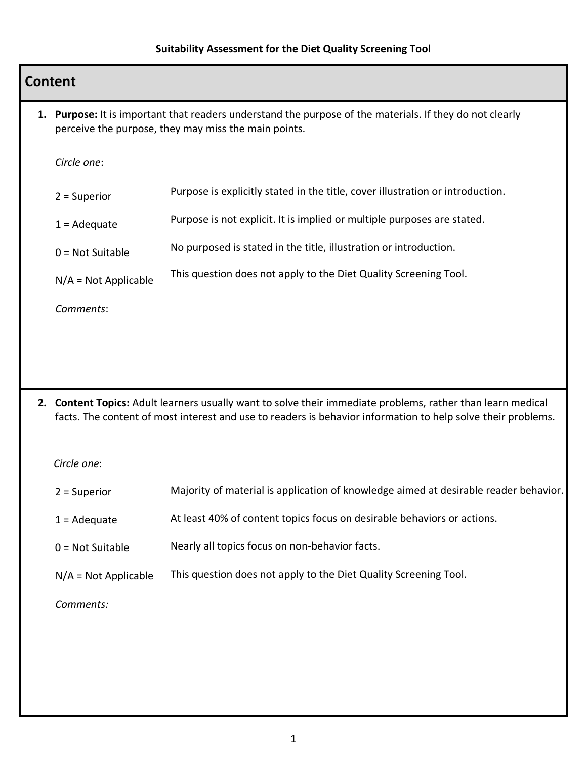**Suitability Assessment for the Diet Quality Screening Tool**

## Content

1. **Purpose:** It is important that readers understand the purpose of the materials. If they do not clearly perceive the purpose, they may miss the main points.

   *Circle one*:

   | | |
   |---|---|
   | 2 = Superior | Purpose is explicitly stated in the title, cover illustration or introduction. |
   | 1 = Adequate | Purpose is not explicit. It is implied or multiple purposes are stated. |
   | 0 = Not Suitable | No purposed is stated in the title, illustration or introduction. |
   | N/A = Not Applicable | This question does not apply to the Diet Quality Screening Tool. |

   *Comments*:

2. **Content Topics:** Adult learners usually want to solve their immediate problems, rather than learn medical facts. The content of most interest and use to readers is behavior information to help solve their problems.

   *Circle one*:

   | | |
   |---|---|
   | 2 = Superior | Majority of material is application of knowledge aimed at desirable reader behavior. |
   | 1 = Adequate | At least 40% of content topics focus on desirable behaviors or actions. |
   | 0 = Not Suitable | Nearly all topics focus on non-behavior facts. |
   | N/A = Not Applicable | This question does not apply to the Diet Quality Screening Tool. |

   *Comments:*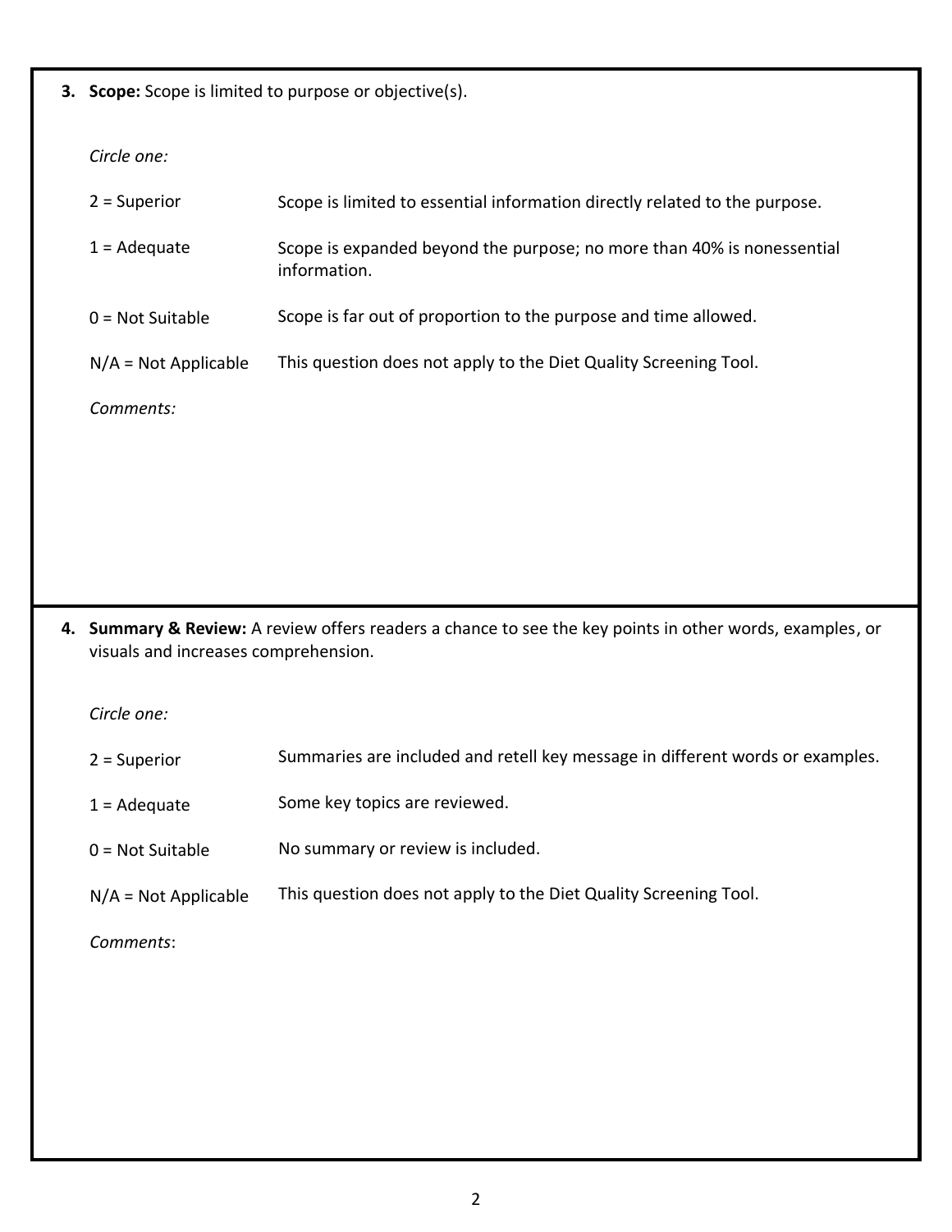**3. Scope:** Scope is limited to purpose or objective(s).

*Circle one:*

| | |
|---|---|
| 2 = Superior | Scope is limited to essential information directly related to the purpose. |
| 1 = Adequate | Scope is expanded beyond the purpose; no more than 40% is nonessential information. |
| 0 = Not Suitable | Scope is far out of proportion to the purpose and time allowed. |
| N/A = Not Applicable | This question does not apply to the Diet Quality Screening Tool. |

*Comments:*

**4. Summary & Review:** A review offers readers a chance to see the key points in other words, examples, or visuals and increases comprehension.

*Circle one:*

| | |
|---|---|
| 2 = Superior | Summaries are included and retell key message in different words or examples. |
| 1 = Adequate | Some key topics are reviewed. |
| 0 = Not Suitable | No summary or review is included. |
| N/A = Not Applicable | This question does not apply to the Diet Quality Screening Tool. |

*Comments*: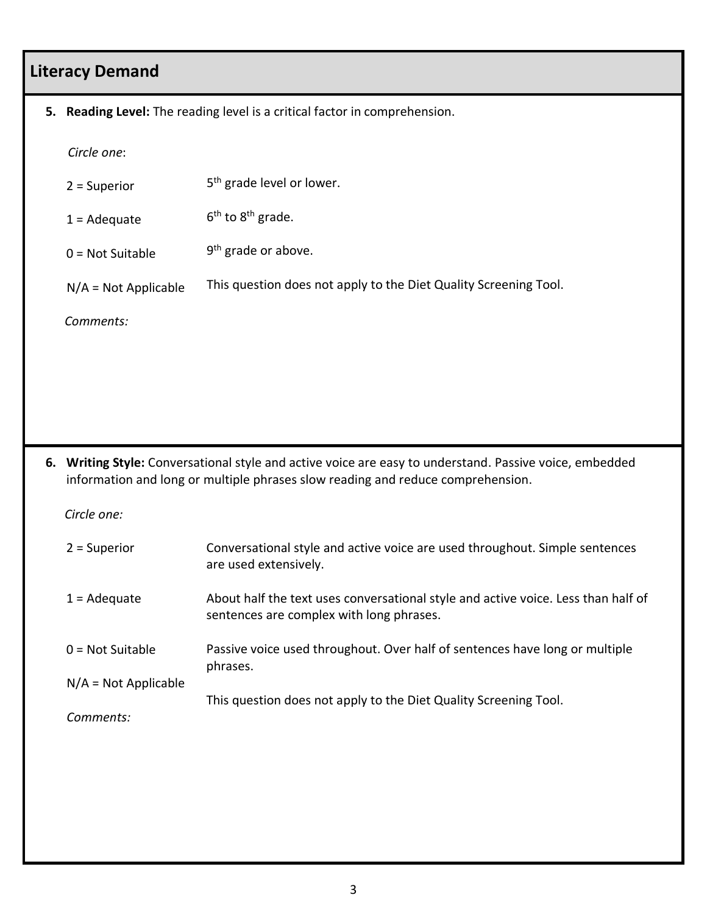## Literacy Demand

**5. Reading Level:** The reading level is a critical factor in comprehension.

*Circle one*:

| | |
|---|---|
| 2 = Superior | 5th grade level or lower. |
| 1 = Adequate | 6th to 8th grade. |
| 0 = Not Suitable | 9th grade or above. |
| N/A = Not Applicable | This question does not apply to the Diet Quality Screening Tool. |

*Comments:*

**6. Writing Style:** Conversational style and active voice are easy to understand. Passive voice, embedded information and long or multiple phrases slow reading and reduce comprehension.

*Circle one:*

| | |
|---|---|
| 2 = Superior | Conversational style and active voice are used throughout. Simple sentences are used extensively. |
| 1 = Adequate | About half the text uses conversational style and active voice. Less than half of sentences are complex with long phrases. |
| 0 = Not Suitable | Passive voice used throughout. Over half of sentences have long or multiple phrases. |
| N/A = Not Applicable | This question does not apply to the Diet Quality Screening Tool. |

*Comments:*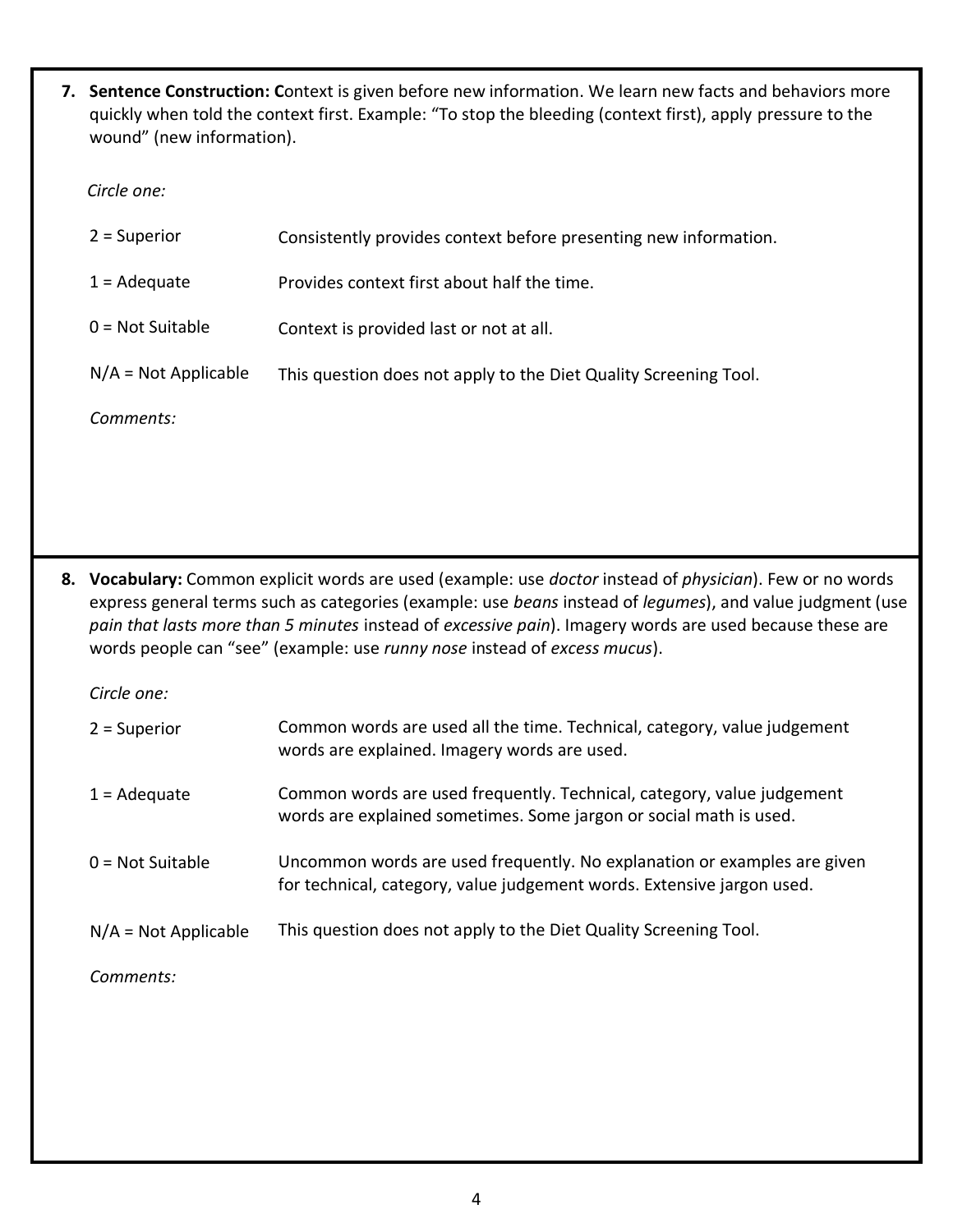7. **Sentence Construction: C**ontext is given before new information. We learn new facts and behaviors more quickly when told the context first. Example: "To stop the bleeding (context first), apply pressure to the wound" (new information).

*Circle one:*

| | |
|---|---|
| 2 = Superior | Consistently provides context before presenting new information. |
| 1 = Adequate | Provides context first about half the time. |
| 0 = Not Suitable | Context is provided last or not at all. |
| N/A = Not Applicable | This question does not apply to the Diet Quality Screening Tool. |

*Comments:*

8. **Vocabulary:** Common explicit words are used (example: use *doctor* instead of *physician*). Few or no words express general terms such as categories (example: use *beans* instead of *legumes*), and value judgment (use *pain that lasts more than 5 minutes* instead of *excessive pain*). Imagery words are used because these are words people can "see" (example: use *runny nose* instead of *excess mucus*).

*Circle one:*

| | |
|---|---|
| 2 = Superior | Common words are used all the time. Technical, category, value judgement words are explained. Imagery words are used. |
| 1 = Adequate | Common words are used frequently. Technical, category, value judgement words are explained sometimes. Some jargon or social math is used. |
| 0 = Not Suitable | Uncommon words are used frequently. No explanation or examples are given for technical, category, value judgement words. Extensive jargon used. |
| N/A = Not Applicable | This question does not apply to the Diet Quality Screening Tool. |

*Comments:*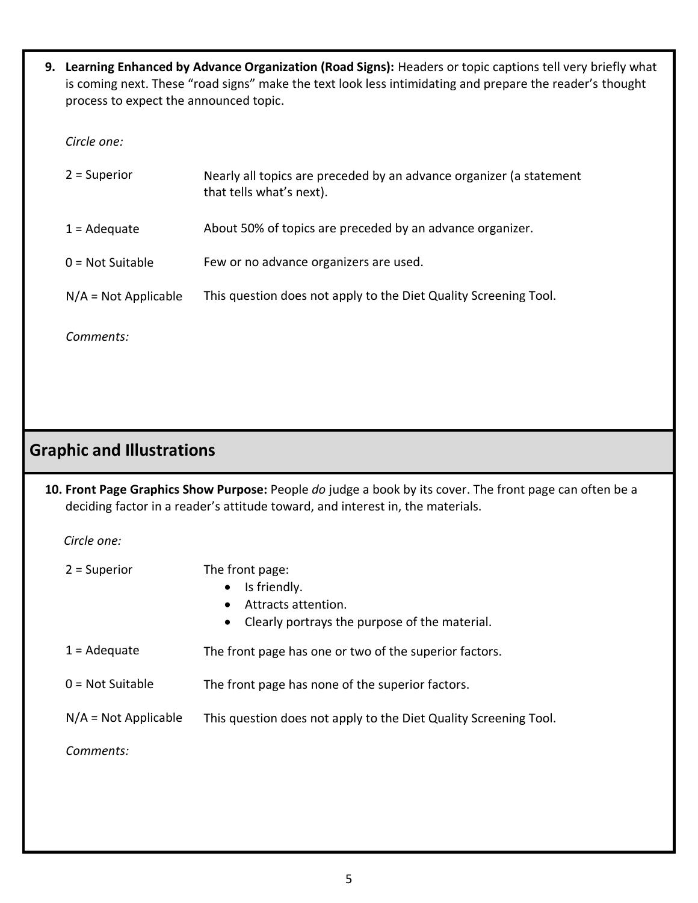**9. Learning Enhanced by Advance Organization (Road Signs):** Headers or topic captions tell very briefly what is coming next. These "road signs" make the text look less intimidating and prepare the reader's thought process to expect the announced topic.

*Circle one:*

| | |
|---|---|
| 2 = Superior | Nearly all topics are preceded by an advance organizer (a statement that tells what's next). |
| 1 = Adequate | About 50% of topics are preceded by an advance organizer. |
| 0 = Not Suitable | Few or no advance organizers are used. |
| N/A = Not Applicable | This question does not apply to the Diet Quality Screening Tool. |

*Comments:*

## Graphic and Illustrations

**10. Front Page Graphics Show Purpose:** People *do* judge a book by its cover. The front page can often be a deciding factor in a reader's attitude toward, and interest in, the materials.

*Circle one:*

2 = Superior — The front page:

- Is friendly.
- Attracts attention.
- Clearly portrays the purpose of the material.

| | |
|---|---|
| 1 = Adequate | The front page has one or two of the superior factors. |
| 0 = Not Suitable | The front page has none of the superior factors. |
| N/A = Not Applicable | This question does not apply to the Diet Quality Screening Tool. |

*Comments:*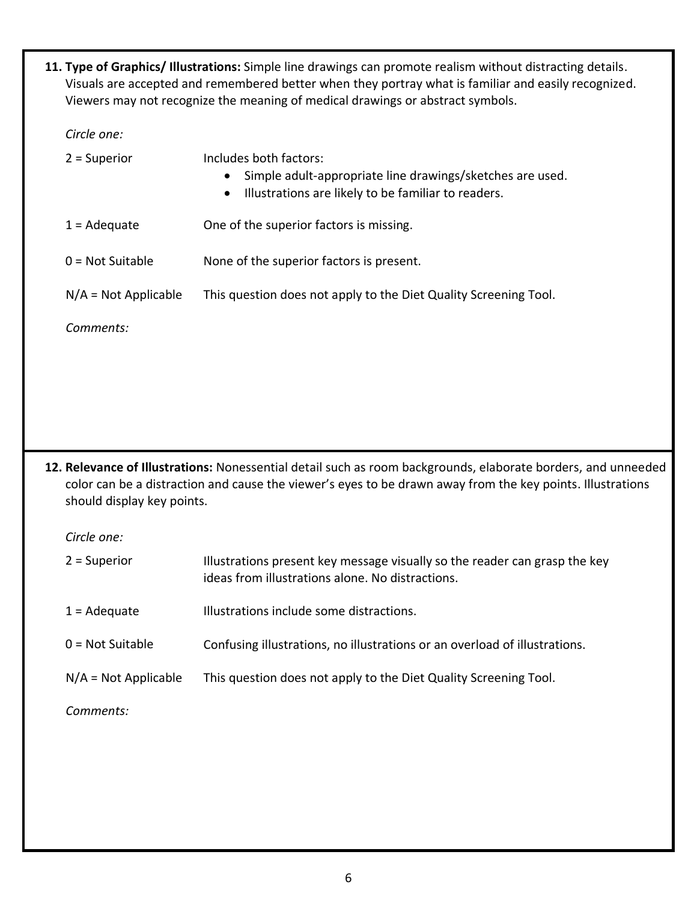**11. Type of Graphics/ Illustrations:** Simple line drawings can promote realism without distracting details. Visuals are accepted and remembered better when they portray what is familiar and easily recognized. Viewers may not recognize the meaning of medical drawings or abstract symbols.

*Circle one:*

2 = Superior — Includes both factors:

- Simple adult-appropriate line drawings/sketches are used.
- Illustrations are likely to be familiar to readers.

1 = Adequate — One of the superior factors is missing.

0 = Not Suitable — None of the superior factors is present.

N/A = Not Applicable — This question does not apply to the Diet Quality Screening Tool.

*Comments:*

**12. Relevance of Illustrations:** Nonessential detail such as room backgrounds, elaborate borders, and unneeded color can be a distraction and cause the viewer's eyes to be drawn away from the key points. Illustrations should display key points.

*Circle one:*

2 = Superior — Illustrations present key message visually so the reader can grasp the key ideas from illustrations alone. No distractions.

1 = Adequate — Illustrations include some distractions.

0 = Not Suitable — Confusing illustrations, no illustrations or an overload of illustrations.

N/A = Not Applicable — This question does not apply to the Diet Quality Screening Tool.

*Comments:*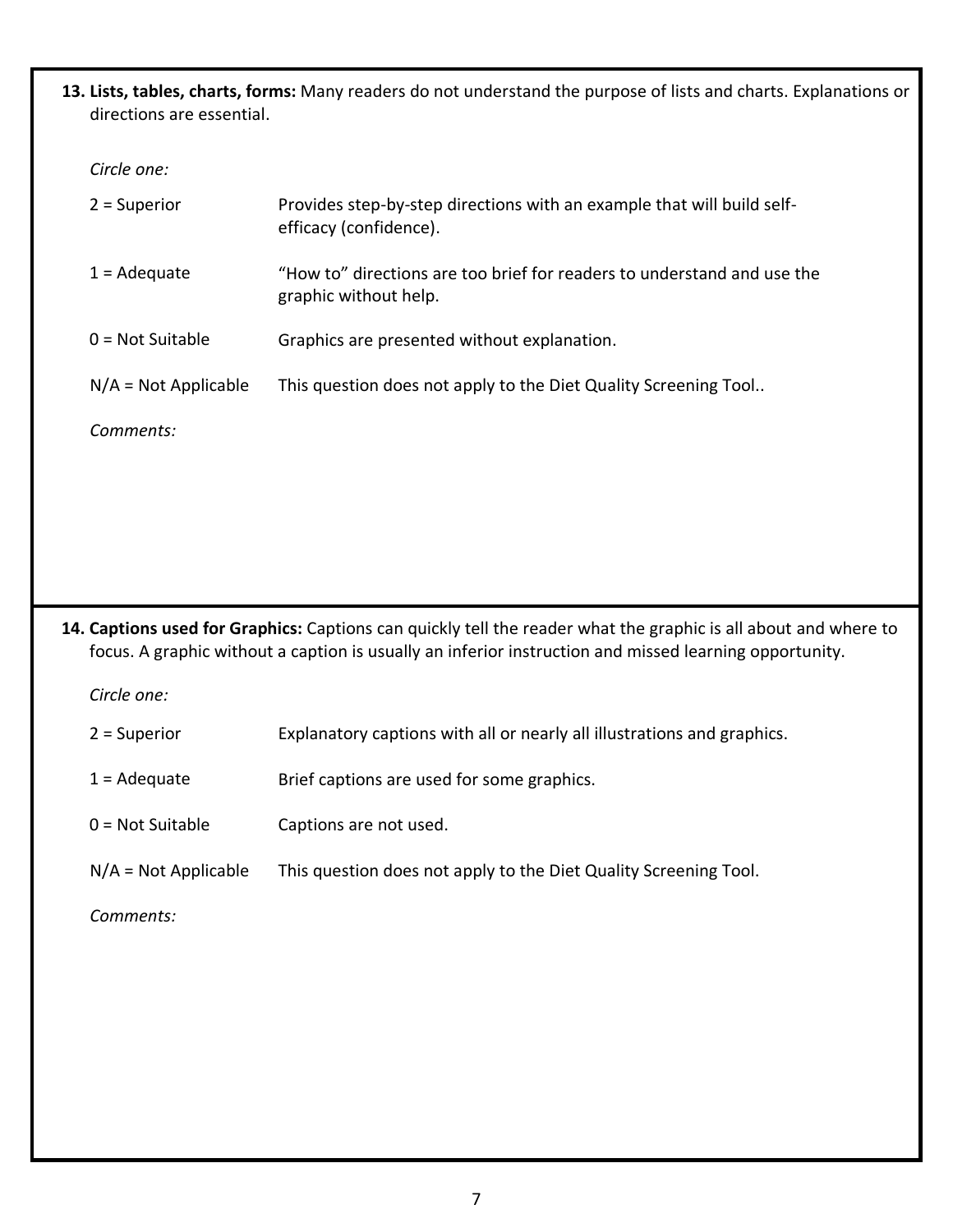**13. Lists, tables, charts, forms:** Many readers do not understand the purpose of lists and charts. Explanations or directions are essential.

*Circle one:*

| | |
|---|---|
| 2 = Superior | Provides step-by-step directions with an example that will build self-efficacy (confidence). |
| 1 = Adequate | "How to" directions are too brief for readers to understand and use the graphic without help. |
| 0 = Not Suitable | Graphics are presented without explanation. |
| N/A = Not Applicable | This question does not apply to the Diet Quality Screening Tool.. |

*Comments:*

**14. Captions used for Graphics:** Captions can quickly tell the reader what the graphic is all about and where to focus. A graphic without a caption is usually an inferior instruction and missed learning opportunity.

*Circle one:*

| | |
|---|---|
| 2 = Superior | Explanatory captions with all or nearly all illustrations and graphics. |
| 1 = Adequate | Brief captions are used for some graphics. |
| 0 = Not Suitable | Captions are not used. |
| N/A = Not Applicable | This question does not apply to the Diet Quality Screening Tool. |

*Comments:*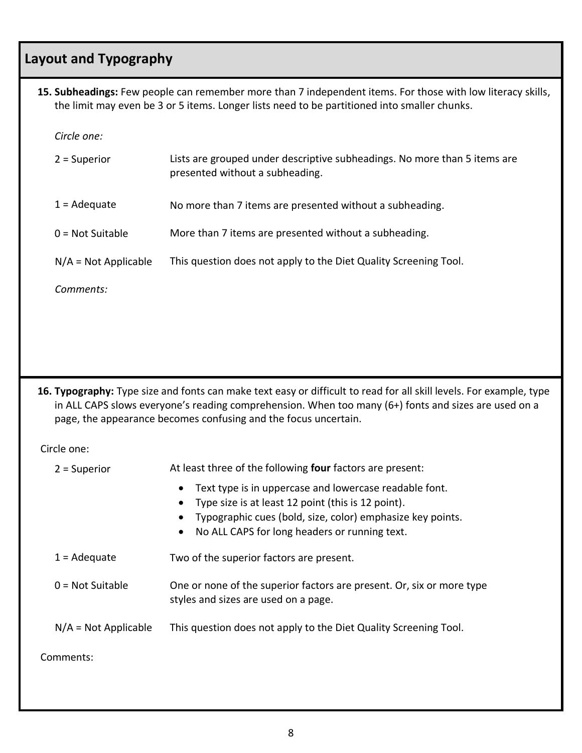## Layout and Typography

**15. Subheadings:** Few people can remember more than 7 independent items. For those with low literacy skills, the limit may even be 3 or 5 items. Longer lists need to be partitioned into smaller chunks.

*Circle one:*

| | |
|---|---|
| 2 = Superior | Lists are grouped under descriptive subheadings. No more than 5 items are presented without a subheading. |
| 1 = Adequate | No more than 7 items are presented without a subheading. |
| 0 = Not Suitable | More than 7 items are presented without a subheading. |
| N/A = Not Applicable | This question does not apply to the Diet Quality Screening Tool. |

*Comments:*

**16. Typography:** Type size and fonts can make text easy or difficult to read for all skill levels. For example, type in ALL CAPS slows everyone's reading comprehension. When too many (6+) fonts and sizes are used on a page, the appearance becomes confusing and the focus uncertain.

Circle one:

2 = Superior — At least three of the following **four** factors are present:

- Text type is in uppercase and lowercase readable font.
- Type size is at least 12 point (this is 12 point).
- Typographic cues (bold, size, color) emphasize key points.
- No ALL CAPS for long headers or running text.

1 = Adequate — Two of the superior factors are present.

0 = Not Suitable — One or none of the superior factors are present. Or, six or more type styles and sizes are used on a page.

N/A = Not Applicable — This question does not apply to the Diet Quality Screening Tool.

Comments: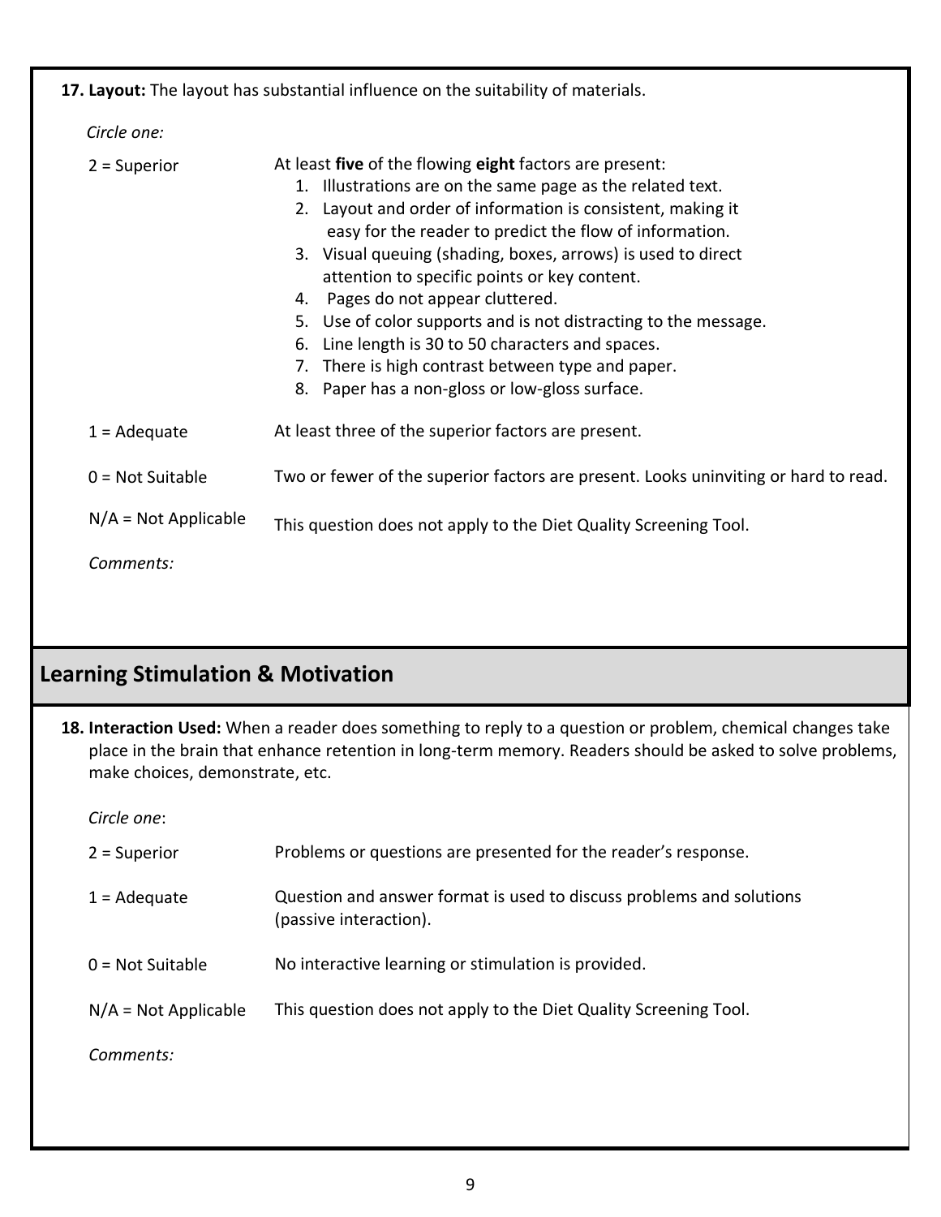**17. Layout:** The layout has substantial influence on the suitability of materials.

*Circle one:*

2 = Superior — At least **five** of the flowing **eight** factors are present:

1. Illustrations are on the same page as the related text.
2. Layout and order of information is consistent, making it easy for the reader to predict the flow of information.
3. Visual queuing (shading, boxes, arrows) is used to direct attention to specific points or key content.
4. Pages do not appear cluttered.
5. Use of color supports and is not distracting to the message.
6. Line length is 30 to 50 characters and spaces.
7. There is high contrast between type and paper.
8. Paper has a non-gloss or low-gloss surface.

1 = Adequate — At least three of the superior factors are present.

0 = Not Suitable — Two or fewer of the superior factors are present. Looks uninviting or hard to read.

N/A = Not Applicable — This question does not apply to the Diet Quality Screening Tool.

*Comments:*

## Learning Stimulation & Motivation

**18. Interaction Used:** When a reader does something to reply to a question or problem, chemical changes take place in the brain that enhance retention in long-term memory. Readers should be asked to solve problems, make choices, demonstrate, etc.

*Circle one*:

2 = Superior — Problems or questions are presented for the reader's response.

1 = Adequate — Question and answer format is used to discuss problems and solutions (passive interaction).

0 = Not Suitable — No interactive learning or stimulation is provided.

N/A = Not Applicable — This question does not apply to the Diet Quality Screening Tool.

*Comments:*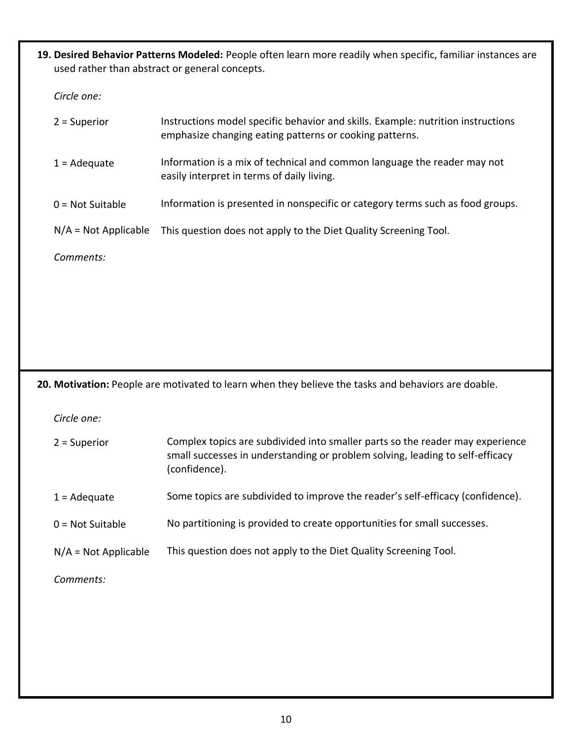**19. Desired Behavior Patterns Modeled:** People often learn more readily when specific, familiar instances are used rather than abstract or general concepts.

*Circle one:*

| | |
|---|---|
| 2 = Superior | Instructions model specific behavior and skills. Example: nutrition instructions emphasize changing eating patterns or cooking patterns. |
| 1 = Adequate | Information is a mix of technical and common language the reader may not easily interpret in terms of daily living. |
| 0 = Not Suitable | Information is presented in nonspecific or category terms such as food groups. |
| N/A = Not Applicable | This question does not apply to the Diet Quality Screening Tool. |

*Comments:*

**20. Motivation:** People are motivated to learn when they believe the tasks and behaviors are doable.

*Circle one:*

| | |
|---|---|
| 2 = Superior | Complex topics are subdivided into smaller parts so the reader may experience small successes in understanding or problem solving, leading to self-efficacy (confidence). |
| 1 = Adequate | Some topics are subdivided to improve the reader's self-efficacy (confidence). |
| 0 = Not Suitable | No partitioning is provided to create opportunities for small successes. |
| N/A = Not Applicable | This question does not apply to the Diet Quality Screening Tool. |

*Comments:*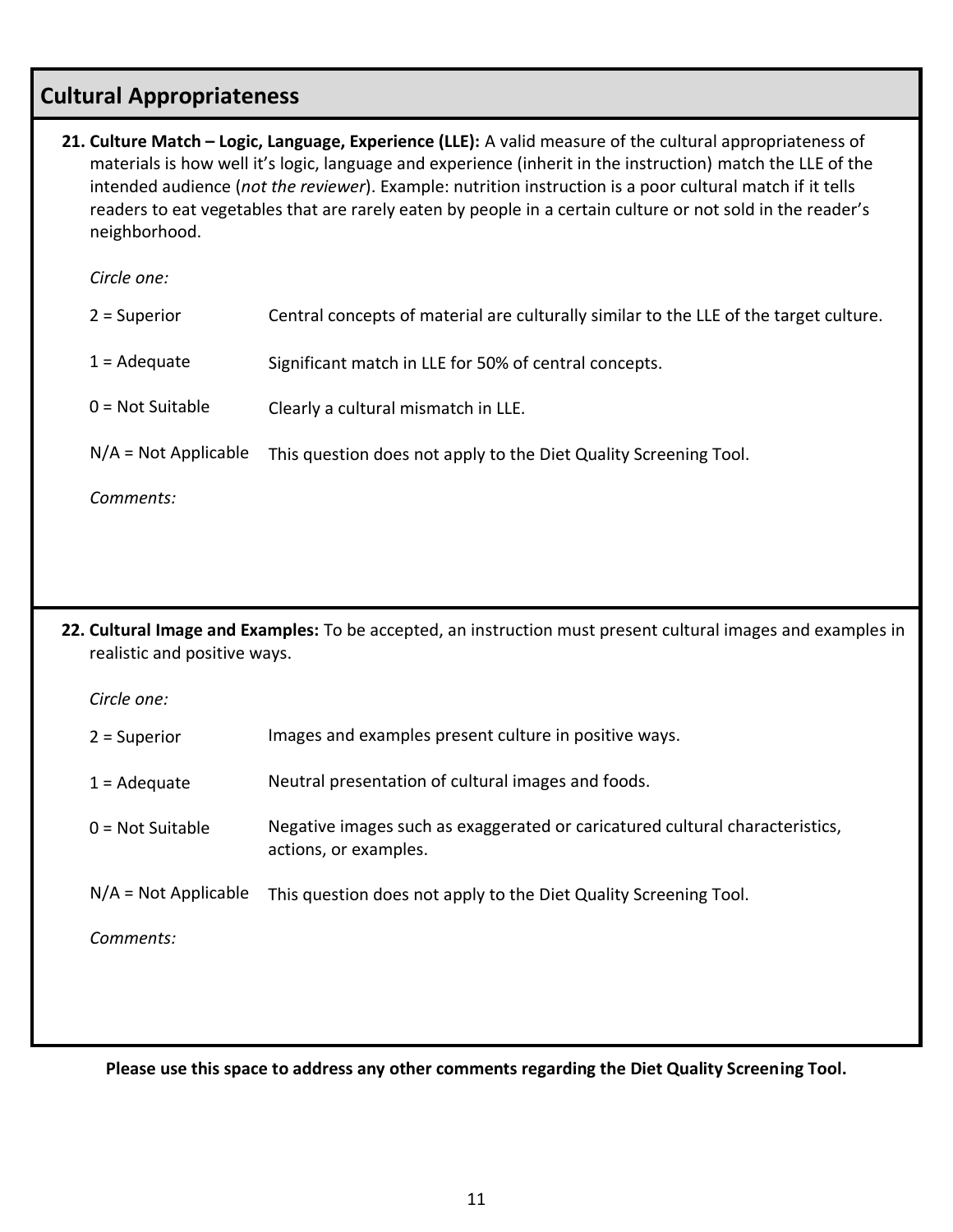## Cultural Appropriateness

**21. Culture Match – Logic, Language, Experience (LLE):** A valid measure of the cultural appropriateness of materials is how well it's logic, language and experience (inherit in the instruction) match the LLE of the intended audience (*not the reviewer*). Example: nutrition instruction is a poor cultural match if it tells readers to eat vegetables that are rarely eaten by people in a certain culture or not sold in the reader's neighborhood.

*Circle one:*

| | |
|---|---|
| 2 = Superior | Central concepts of material are culturally similar to the LLE of the target culture. |
| 1 = Adequate | Significant match in LLE for 50% of central concepts. |
| 0 = Not Suitable | Clearly a cultural mismatch in LLE. |
| N/A = Not Applicable | This question does not apply to the Diet Quality Screening Tool. |

*Comments:*

**22. Cultural Image and Examples:** To be accepted, an instruction must present cultural images and examples in realistic and positive ways.

*Circle one:*

| | |
|---|---|
| 2 = Superior | Images and examples present culture in positive ways. |
| 1 = Adequate | Neutral presentation of cultural images and foods. |
| 0 = Not Suitable | Negative images such as exaggerated or caricatured cultural characteristics, actions, or examples. |
| N/A = Not Applicable | This question does not apply to the Diet Quality Screening Tool. |

*Comments:*

**Please use this space to address any other comments regarding the Diet Quality Screening Tool.**